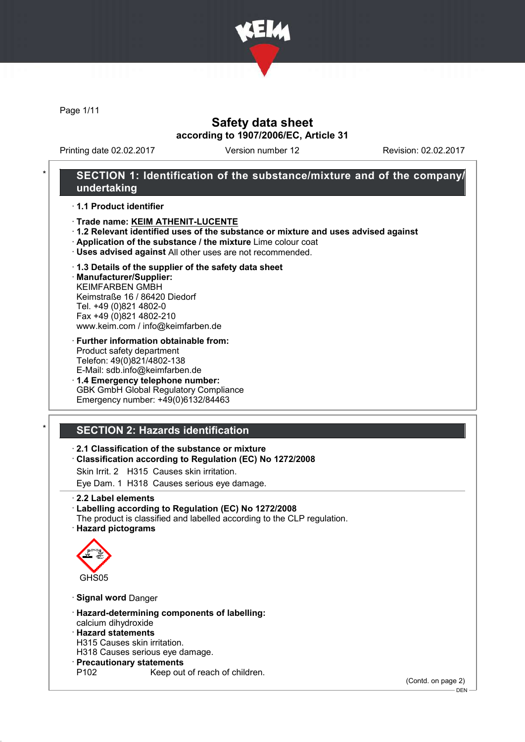# Safety data sheet

**according to 1907/2006/EC, Article 31**

Printing date 02.02.2017 Version number 12 Revision: 02.02.2017

## SECTION 1: Identification of the substance/mixture and of the company/undertaking

· **1.1 Product identifier**

· **Trade name: KEIM ATHENIT-LUCENTE**

· **1.2 Relevant identified uses of the substance or mixture and uses advised against**

· **Application of the substance / the mixture** Lime colour coat

· **Uses advised against** All other uses are not recommended.

· **1.3 Details of the supplier of the safety data sheet**

· **Manufacturer/Supplier:**
KEIMFARBEN GMBH
Keimstraße 16 / 86420 Diedorf
Tel. +49 (0)821 4802-0
Fax +49 (0)821 4802-210
www.keim.com / info@keimfarben.de

· **Further information obtainable from:**
Product safety department
Telefon: 49(0)821/4802-138
E-Mail: sdb.info@keimfarben.de

· **1.4 Emergency telephone number:**
GBK GmbH Global Regulatory Compliance
Emergency number: +49(0)6132/84463

## SECTION 2: Hazards identification

· **2.1 Classification of the substance or mixture**

· **Classification according to Regulation (EC) No 1272/2008**

Skin Irrit. 2 H315 Causes skin irritation.

Eye Dam. 1 H318 Causes serious eye damage.

· **2.2 Label elements**

· **Labelling according to Regulation (EC) No 1272/2008**
The product is classified and labelled according to the CLP regulation.

· **Hazard pictograms**

GHS05

· **Signal word** Danger

· **Hazard-determining components of labelling:**
calcium dihydroxide

· **Hazard statements**
H315 Causes skin irritation.
H318 Causes serious eye damage.

· **Precautionary statements**
P102 Keep out of reach of children.

(Contd. on page 2)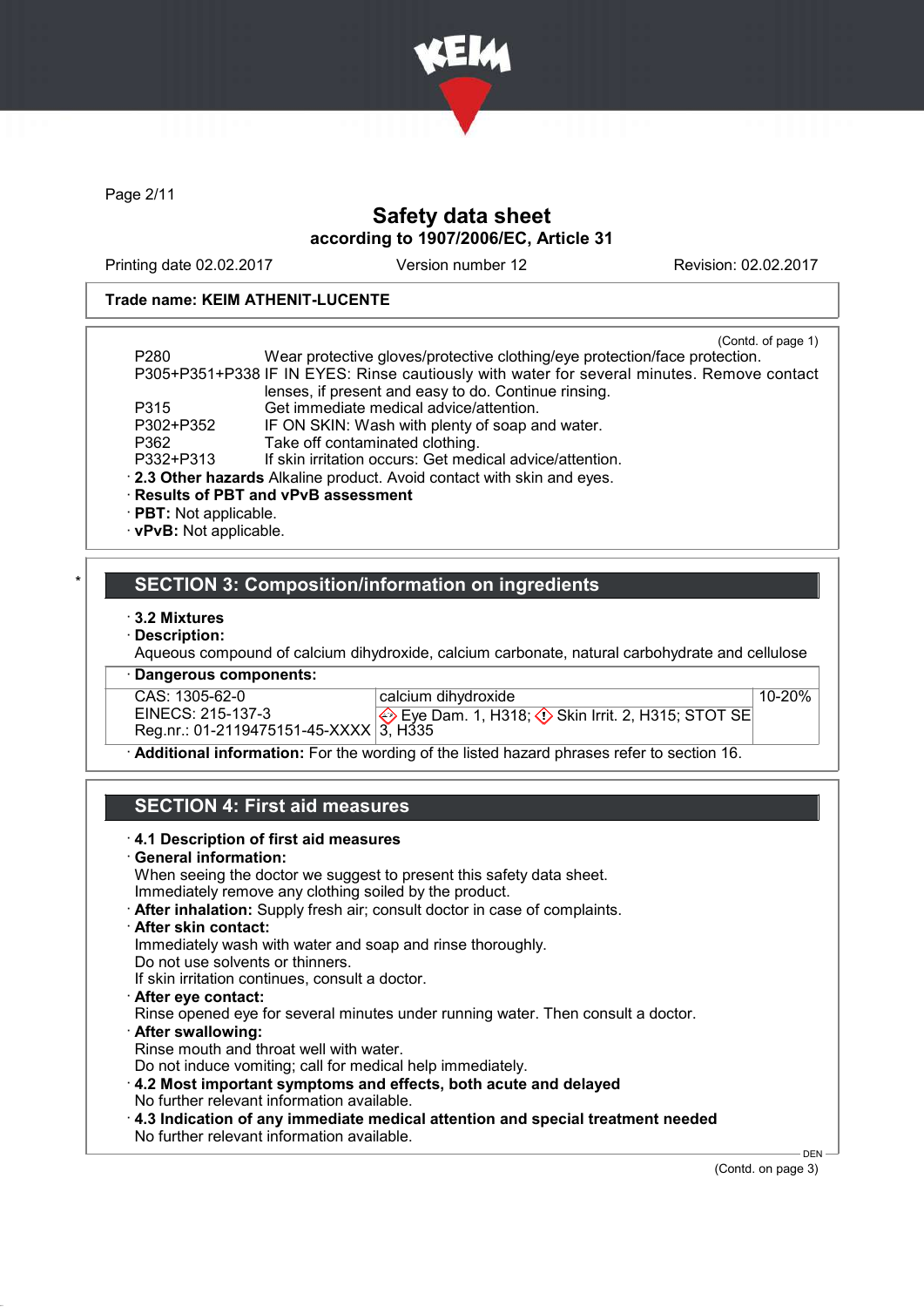**Trade name: KEIM ATHENIT-LUCENTE**

(Contd. of page 1)

| | |
|---|---|
| P280 | Wear protective gloves/protective clothing/eye protection/face protection. |
| P305+P351+P338 | IF IN EYES: Rinse cautiously with water for several minutes. Remove contact lenses, if present and easy to do. Continue rinsing. |
| P315 | Get immediate medical advice/attention. |
| P302+P352 | IF ON SKIN: Wash with plenty of soap and water. |
| P362 | Take off contaminated clothing. |
| P332+P313 | If skin irritation occurs: Get medical advice/attention. |

· **2.3 Other hazards** Alkaline product. Avoid contact with skin and eyes.
· **Results of PBT and vPvB assessment**
· **PBT:** Not applicable.
· **vPvB:** Not applicable.

## SECTION 3: Composition/information on ingredients

· **3.2 Mixtures**
· **Description:**
Aqueous compound of calcium dihydroxide, calcium carbonate, natural carbohydrate and cellulose

· **Dangerous components:**

| | | |
|---|---|---|
| CAS: 1305-62-0<br>EINECS: 215-137-3<br>Reg.nr.: 01-2119475151-45-XXXX | calcium dihydroxide<br>Eye Dam. 1, H318; Skin Irrit. 2, H315; STOT SE 3, H335 | 10-20% |

· **Additional information:** For the wording of the listed hazard phrases refer to section 16.

## SECTION 4: First aid measures

· **4.1 Description of first aid measures**
· **General information:**
When seeing the doctor we suggest to present this safety data sheet.
Immediately remove any clothing soiled by the product.
· **After inhalation:** Supply fresh air; consult doctor in case of complaints.
· **After skin contact:**
Immediately wash with water and soap and rinse thoroughly.
Do not use solvents or thinners.
If skin irritation continues, consult a doctor.
· **After eye contact:**
Rinse opened eye for several minutes under running water. Then consult a doctor.
· **After swallowing:**
Rinse mouth and throat well with water.
Do not induce vomiting; call for medical help immediately.
· **4.2 Most important symptoms and effects, both acute and delayed**
No further relevant information available.
· **4.3 Indication of any immediate medical attention and special treatment needed**
No further relevant information available.

(Contd. on page 3)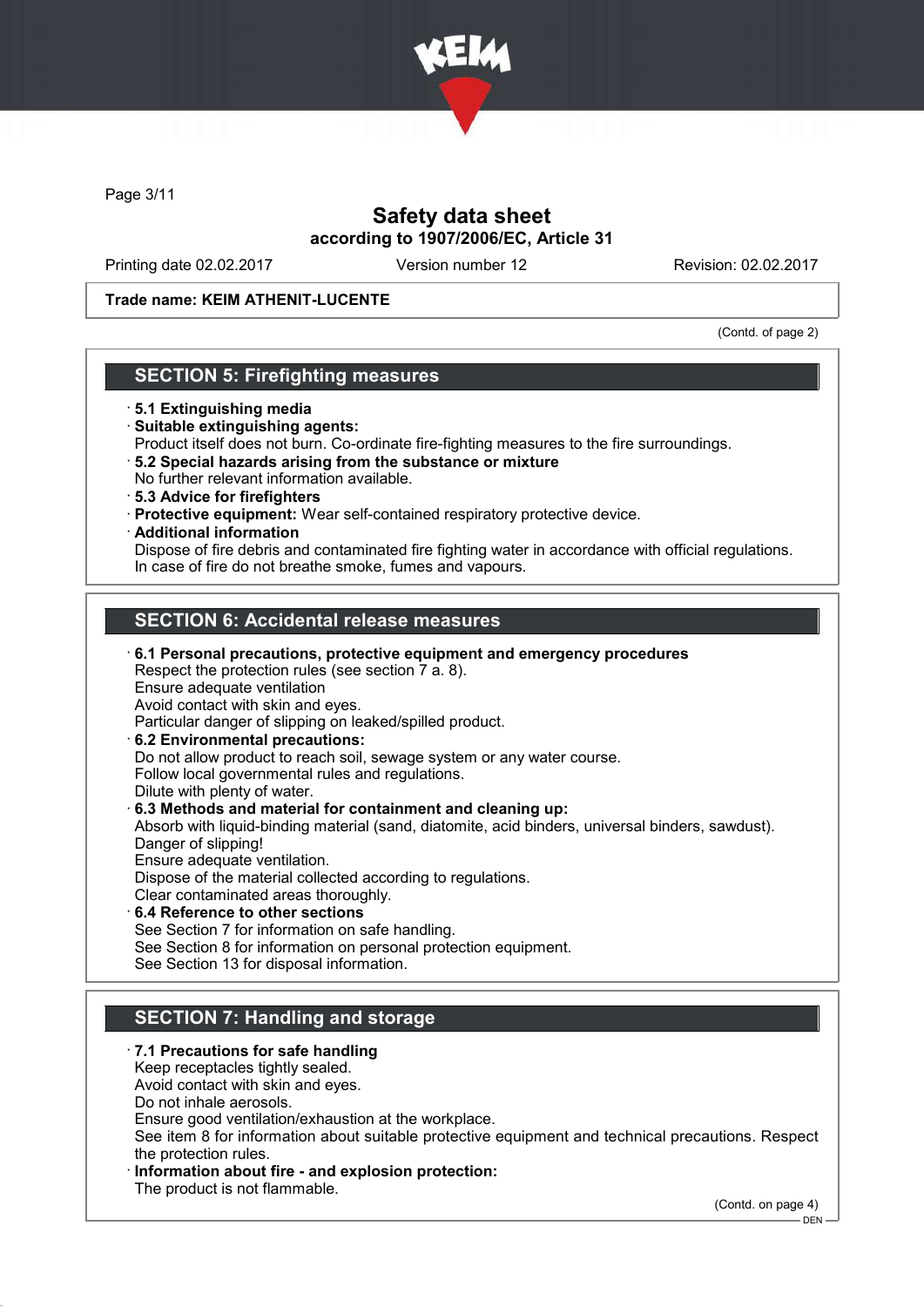# Safety data sheet
## according to 1907/2006/EC, Article 31

Printing date 02.02.2017 | Version number 12 | Revision: 02.02.2017

**Trade name: KEIM ATHENIT-LUCENTE**

(Contd. of page 2)

## SECTION 5: Firefighting measures

- **5.1 Extinguishing media**
- **Suitable extinguishing agents:**
  Product itself does not burn. Co-ordinate fire-fighting measures to the fire surroundings.
- **5.2 Special hazards arising from the substance or mixture**
  No further relevant information available.
- **5.3 Advice for firefighters**
- **Protective equipment:** Wear self-contained respiratory protective device.
- **Additional information**
  Dispose of fire debris and contaminated fire fighting water in accordance with official regulations.
  In case of fire do not breathe smoke, fumes and vapours.

## SECTION 6: Accidental release measures

- **6.1 Personal precautions, protective equipment and emergency procedures**
  Respect the protection rules (see section 7 a. 8).
  Ensure adequate ventilation
  Avoid contact with skin and eyes.
  Particular danger of slipping on leaked/spilled product.
- **6.2 Environmental precautions:**
  Do not allow product to reach soil, sewage system or any water course.
  Follow local governmental rules and regulations.
  Dilute with plenty of water.
- **6.3 Methods and material for containment and cleaning up:**
  Absorb with liquid-binding material (sand, diatomite, acid binders, universal binders, sawdust).
  Danger of slipping!
  Ensure adequate ventilation.
  Dispose of the material collected according to regulations.
  Clear contaminated areas thoroughly.
- **6.4 Reference to other sections**
  See Section 7 for information on safe handling.
  See Section 8 for information on personal protection equipment.
  See Section 13 for disposal information.

## SECTION 7: Handling and storage

- **7.1 Precautions for safe handling**
  Keep receptacles tightly sealed.
  Avoid contact with skin and eyes.
  Do not inhale aerosols.
  Ensure good ventilation/exhaustion at the workplace.
  See item 8 for information about suitable protective equipment and technical precautions. Respect the protection rules.
- **Information about fire - and explosion protection:**
  The product is not flammable.

(Contd. on page 4)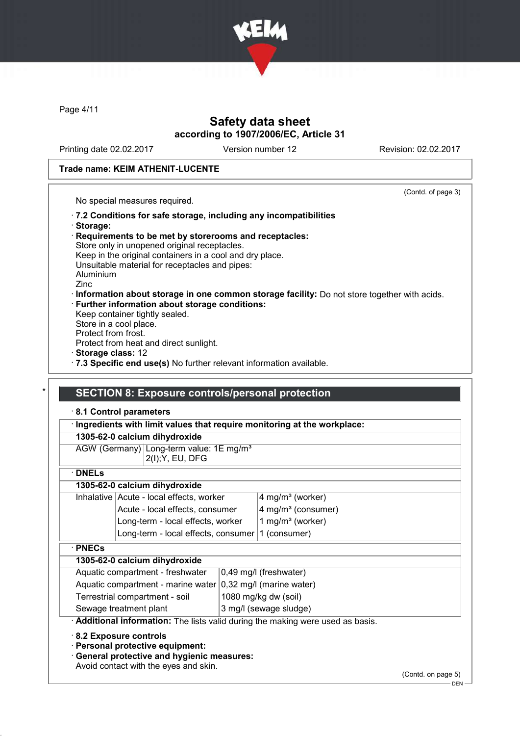(Contd. of page 3)

No special measures required.

· **7.2 Conditions for safe storage, including any incompatibilities**
· **Storage:**
· **Requirements to be met by storerooms and receptacles:**
Store only in unopened original receptacles.
Keep in the original containers in a cool and dry place.
Unsuitable material for receptacles and pipes:
Aluminium
Zinc
· **Information about storage in one common storage facility:** Do not store together with acids.
· **Further information about storage conditions:**
Keep container tightly sealed.
Store in a cool place.
Protect from frost.
Protect from heat and direct sunlight.
· **Storage class:** 12
· **7.3 Specific end use(s)** No further relevant information available.

## SECTION 8: Exposure controls/personal protection

· **8.1 Control parameters**

| · **Ingredients with limit values that require monitoring at the workplace:** | |
|---|---|
| **1305-62-0 calcium dihydroxide** | |
| AGW (Germany) | Long-term value: 1E mg/m³<br>2(I);Y, EU, DFG |

| · **DNELs** | | |
|---|---|---|
| **1305-62-0 calcium dihydroxide** | | |
| Inhalative | Acute - local effects, worker | 4 mg/m³ (worker) |
| | Acute - local effects, consumer | 4 mg/m³ (consumer) |
| | Long-term - local effects, worker | 1 mg/m³ (worker) |
| | Long-term - local effects, consumer | 1 (consumer) |

| · **PNECs** | |
|---|---|
| **1305-62-0 calcium dihydroxide** | |
| Aquatic compartment - freshwater | 0,49 mg/l (freshwater) |
| Aquatic compartment - marine water | 0,32 mg/l (marine water) |
| Terrestrial compartment - soil | 1080 mg/kg dw (soil) |
| Sewage treatment plant | 3 mg/l (sewage sludge) |

· **Additional information:** The lists valid during the making were used as basis.

· **8.2 Exposure controls**
· **Personal protective equipment:**
· **General protective and hygienic measures:**
Avoid contact with the eyes and skin.

(Contd. on page 5)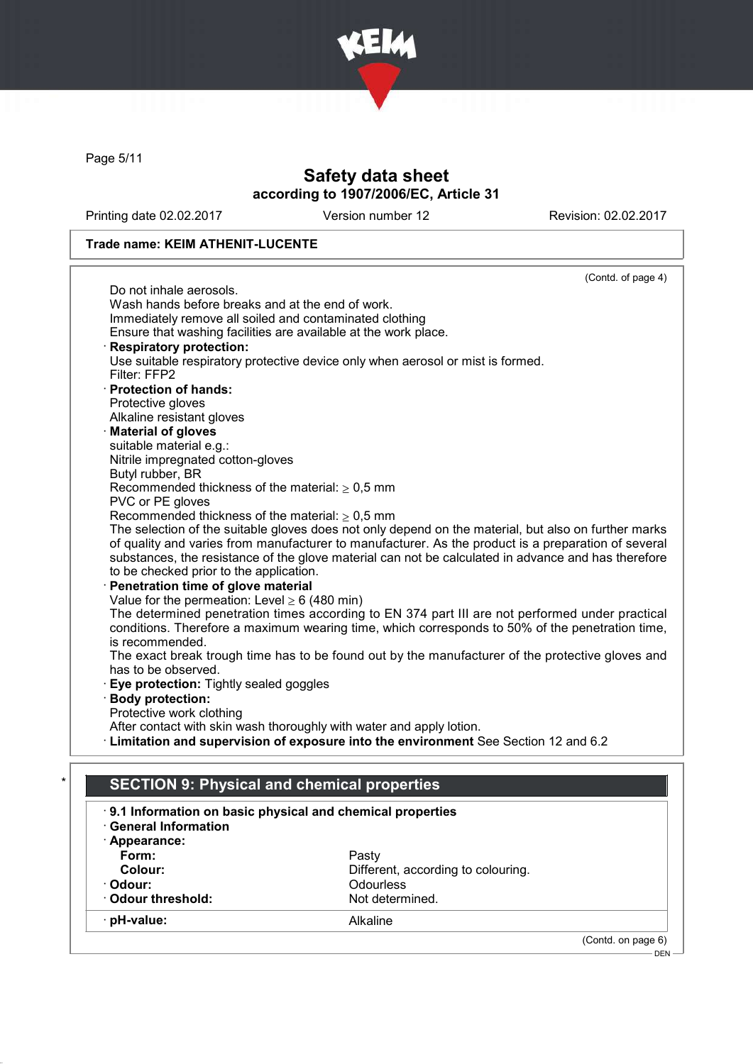**Trade name: KEIM ATHENIT-LUCENTE**

(Contd. of page 4)

Do not inhale aerosols.
Wash hands before breaks and at the end of work.
Immediately remove all soiled and contaminated clothing
Ensure that washing facilities are available at the work place.

· **Respiratory protection:**
Use suitable respiratory protective device only when aerosol or mist is formed.
Filter: FFP2

· **Protection of hands:**
Protective gloves
Alkaline resistant gloves

· **Material of gloves**
suitable material e.g.:
Nitrile impregnated cotton-gloves
Butyl rubber, BR
Recommended thickness of the material: $\geq$ 0,5 mm
PVC or PE gloves
Recommended thickness of the material: $\geq$ 0,5 mm
The selection of the suitable gloves does not only depend on the material, but also on further marks of quality and varies from manufacturer to manufacturer. As the product is a preparation of several substances, the resistance of the glove material can not be calculated in advance and has therefore to be checked prior to the application.

· **Penetration time of glove material**
Value for the permeation: Level $\geq$ 6 (480 min)
The determined penetration times according to EN 374 part III are not performed under practical conditions. Therefore a maximum wearing time, which corresponds to 50% of the penetration time, is recommended.
The exact break trough time has to be found out by the manufacturer of the protective gloves and has to be observed.

· **Eye protection:** Tightly sealed goggles

· **Body protection:**
Protective work clothing
After contact with skin wash thoroughly with water and apply lotion.

· **Limitation and supervision of exposure into the environment** See Section 12 and 6.2

## SECTION 9: Physical and chemical properties

· **9.1 Information on basic physical and chemical properties**
· **General Information**
· **Appearance:**

| | |
|---|---|
| **Form:** | Pasty |
| **Colour:** | Different, according to colouring. |
| · **Odour:** | Odourless |
| · **Odour threshold:** | Not determined. |
| · **pH-value:** | Alkaline |

(Contd. on page 6)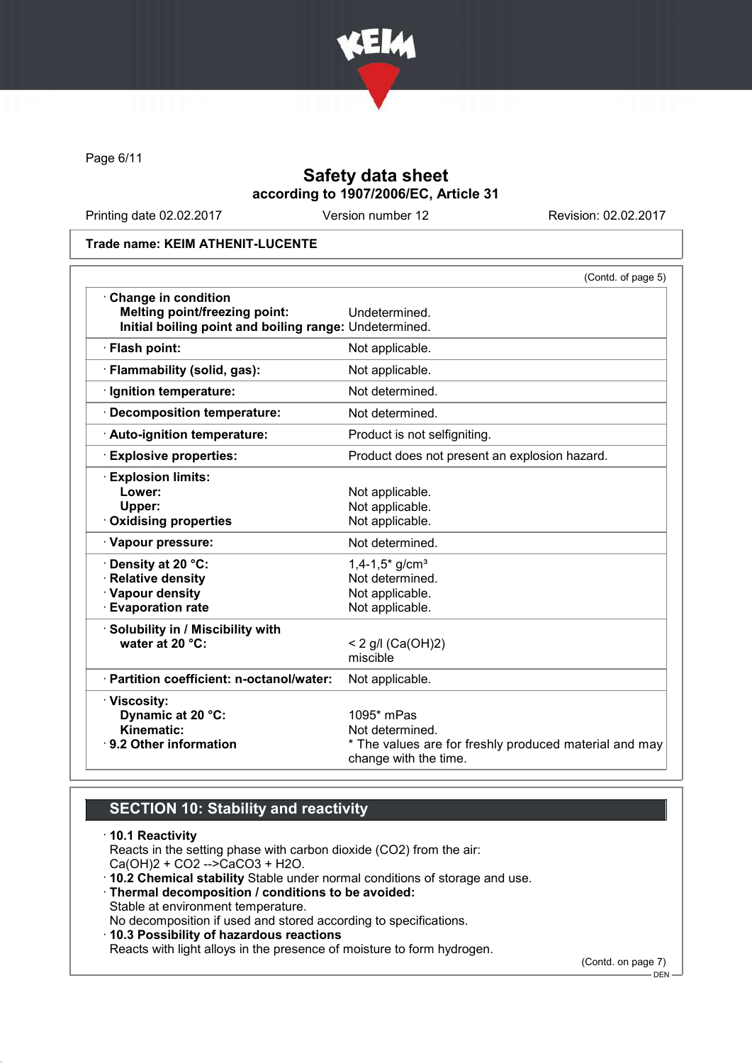# Safety data sheet

## according to 1907/2006/EC, Article 31

Printing date 02.02.2017 | Version number 12 | Revision: 02.02.2017

**Trade name: KEIM ATHENIT-LUCENTE**

(Contd. of page 5)

| | |
|---|---|
| · **Change in condition** | |
| **Melting point/freezing point:** | Undetermined. |
| **Initial boiling point and boiling range:** | Undetermined. |
| · **Flash point:** | Not applicable. |
| · **Flammability (solid, gas):** | Not applicable. |
| · **Ignition temperature:** | Not determined. |
| · **Decomposition temperature:** | Not determined. |
| · **Auto-ignition temperature:** | Product is not selfigniting. |
| · **Explosive properties:** | Product does not present an explosion hazard. |
| · **Explosion limits:** | |
| **Lower:** | Not applicable. |
| **Upper:** | Not applicable. |
| · **Oxidising properties** | Not applicable. |
| · **Vapour pressure:** | Not determined. |
| · **Density at 20 °C:** | 1,4-1,5* g/cm³ |
| · **Relative density** | Not determined. |
| · **Vapour density** | Not applicable. |
| · **Evaporation rate** | Not applicable. |
| · **Solubility in / Miscibility with water at 20 °C:** | < 2 g/l ($Ca(OH)_2$) miscible |
| · **Partition coefficient: n-octanol/water:** | Not applicable. |
| · **Viscosity:** | |
| **Dynamic at 20 °C:** | 1095* mPas |
| **Kinematic:** | Not determined. |
| · **9.2 Other information** | * The values are for freshly produced material and may change with the time. |

## SECTION 10: Stability and reactivity

· **10.1 Reactivity**
Reacts in the setting phase with carbon dioxide ($CO_2$) from the air:
$Ca(OH)_2 + CO_2 \rightarrow CaCO_3 + H_2O$.

· **10.2 Chemical stability** Stable under normal conditions of storage and use.

· **Thermal decomposition / conditions to be avoided:**
Stable at environment temperature.
No decomposition if used and stored according to specifications.

· **10.3 Possibility of hazardous reactions**
Reacts with light alloys in the presence of moisture to form hydrogen.

(Contd. on page 7)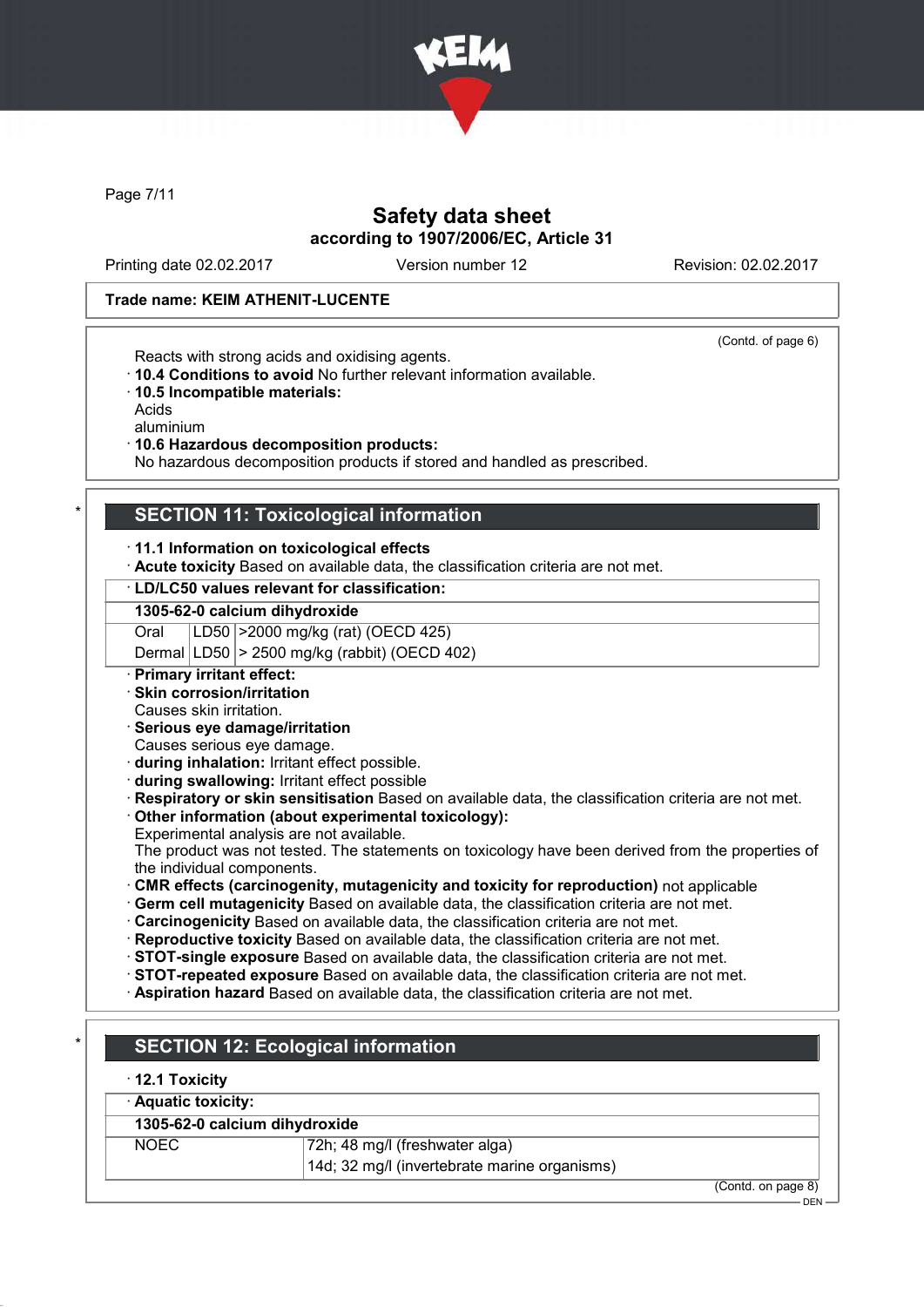Trade name: KEIM ATHENIT-LUCENTE

(Contd. of page 6)

Reacts with strong acids and oxidising agents.

· **10.4 Conditions to avoid** No further relevant information available.

· **10.5 Incompatible materials:**
Acids
aluminium

· **10.6 Hazardous decomposition products:**
No hazardous decomposition products if stored and handled as prescribed.

## SECTION 11: Toxicological information

· **11.1 Information on toxicological effects**

· **Acute toxicity** Based on available data, the classification criteria are not met.

| · LD/LC50 values relevant for classification: | | |
|---|---|---|
| **1305-62-0 calcium dihydroxide** | | |
| Oral | LD50 | >2000 mg/kg (rat) (OECD 425) |
| Dermal | LD50 | > 2500 mg/kg (rabbit) (OECD 402) |

· **Primary irritant effect:**

· **Skin corrosion/irritation**
Causes skin irritation.

· **Serious eye damage/irritation**
Causes serious eye damage.

· **during inhalation:** Irritant effect possible.

· **during swallowing:** Irritant effect possible

· **Respiratory or skin sensitisation** Based on available data, the classification criteria are not met.

· **Other information (about experimental toxicology):**
Experimental analysis are not available.
The product was not tested. The statements on toxicology have been derived from the properties of the individual components.

· **CMR effects (carcinogenity, mutagenicity and toxicity for reproduction)** not applicable

· **Germ cell mutagenicity** Based on available data, the classification criteria are not met.

· **Carcinogenicity** Based on available data, the classification criteria are not met.

· **Reproductive toxicity** Based on available data, the classification criteria are not met.

· **STOT-single exposure** Based on available data, the classification criteria are not met.

· **STOT-repeated exposure** Based on available data, the classification criteria are not met.

· **Aspiration hazard** Based on available data, the classification criteria are not met.

## SECTION 12: Ecological information

· **12.1 Toxicity**

| · Aquatic toxicity: | |
|---|---|
| **1305-62-0 calcium dihydroxide** | |
| NOEC | 72h; 48 mg/l (freshwater alga) |
| | 14d; 32 mg/l (invertebrate marine organisms) |

(Contd. on page 8)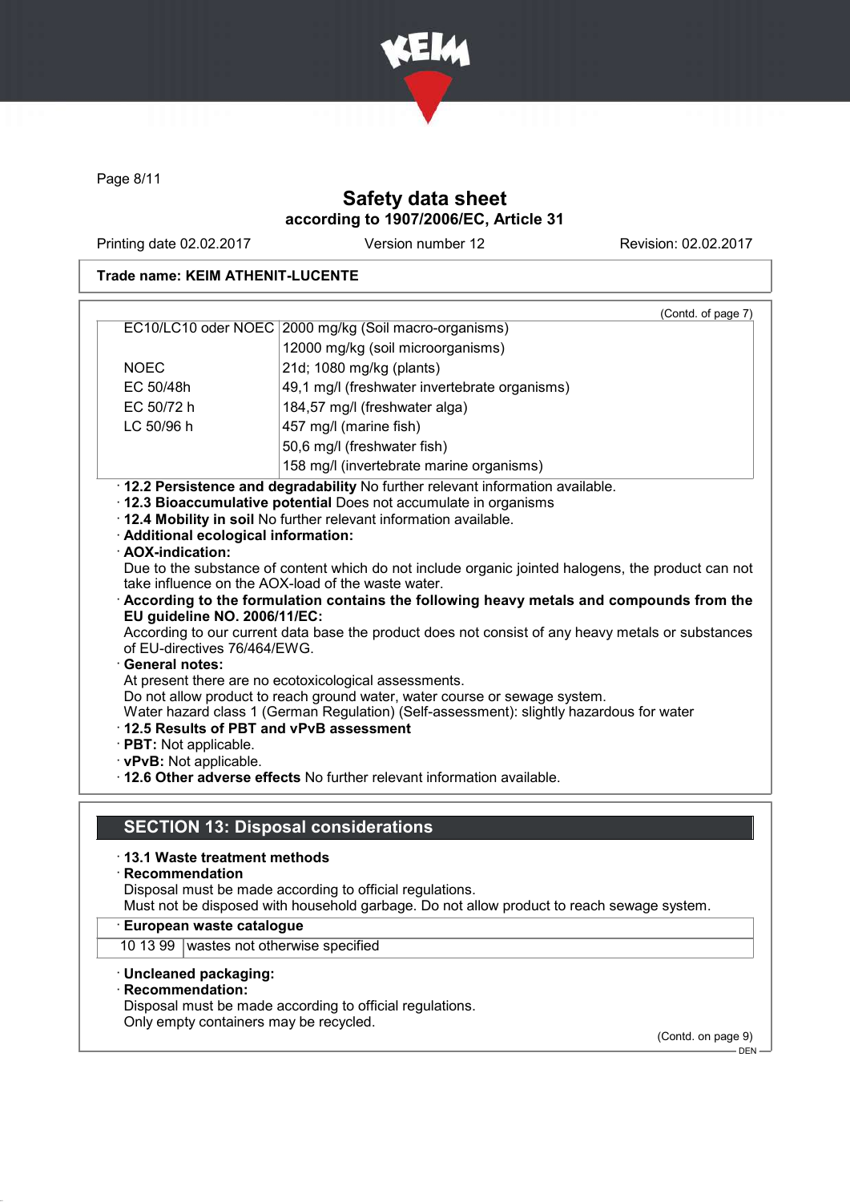**Trade name: KEIM ATHENIT-LUCENTE**

(Contd. of page 7)

| | |
|---|---|
| EC10/LC10 oder NOEC | 2000 mg/kg (Soil macro-organisms) |
| | 12000 mg/kg (soil microorganisms) |
| NOEC | 21d; 1080 mg/kg (plants) |
| EC 50/48h | 49,1 mg/l (freshwater invertebrate organisms) |
| EC 50/72 h | 184,57 mg/l (freshwater alga) |
| LC 50/96 h | 457 mg/l (marine fish) |
| | 50,6 mg/l (freshwater fish) |
| | 158 mg/l (invertebrate marine organisms) |

· **12.2 Persistence and degradability** No further relevant information available.
· **12.3 Bioaccumulative potential** Does not accumulate in organisms
· **12.4 Mobility in soil** No further relevant information available.
· **Additional ecological information:**
· **AOX-indication:**
Due to the substance of content which do not include organic jointed halogens, the product can not take influence on the AOX-load of the waste water.
· **According to the formulation contains the following heavy metals and compounds from the EU guideline NO. 2006/11/EC:**
According to our current data base the product does not consist of any heavy metals or substances of EU-directives 76/464/EWG.
· **General notes:**
At present there are no ecotoxicological assessments.
Do not allow product to reach ground water, water course or sewage system.
Water hazard class 1 (German Regulation) (Self-assessment): slightly hazardous for water
· **12.5 Results of PBT and vPvB assessment**
· **PBT:** Not applicable.
· **vPvB:** Not applicable.
· **12.6 Other adverse effects** No further relevant information available.

## SECTION 13: Disposal considerations

· **13.1 Waste treatment methods**
· **Recommendation**
Disposal must be made according to official regulations.
Must not be disposed with household garbage. Do not allow product to reach sewage system.

| · **European waste catalogue** | |
|---|---|
| 10 13 99 | wastes not otherwise specified |

· **Uncleaned packaging:**
· **Recommendation:**
Disposal must be made according to official regulations.
Only empty containers may be recycled.

(Contd. on page 9)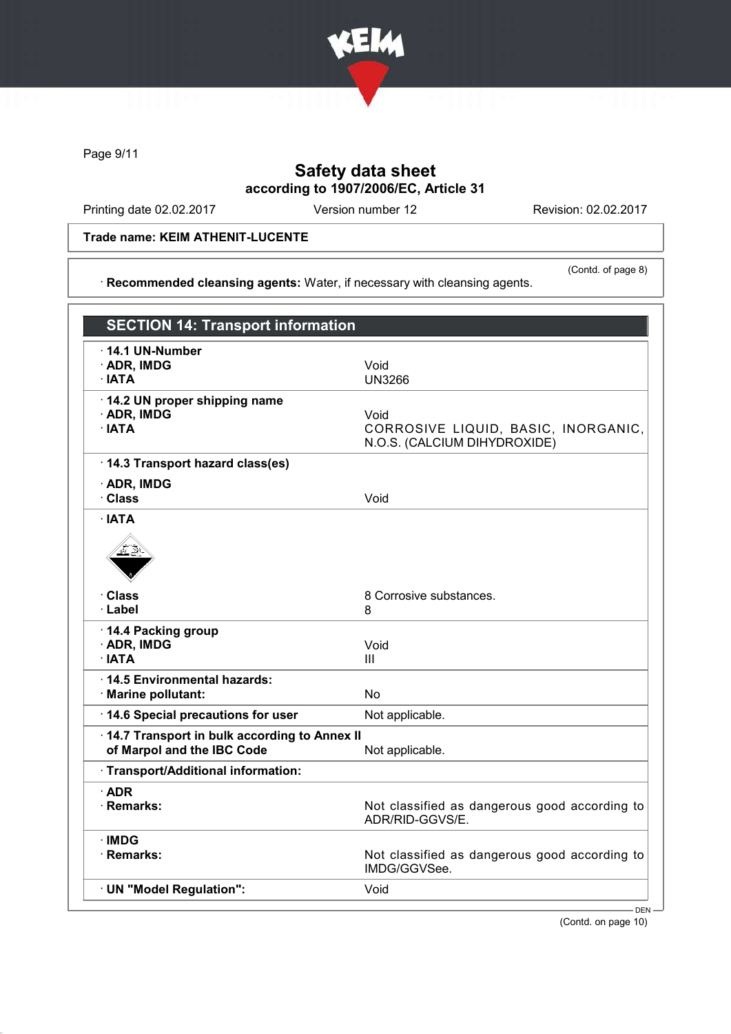# Safety data sheet
## according to 1907/2006/EC, Article 31

Printing date 02.02.2017 Version number 12 Revision: 02.02.2017

**Trade name: KEIM ATHENIT-LUCENTE**

(Contd. of page 8)

· **Recommended cleansing agents:** Water, if necessary with cleansing agents.

## SECTION 14: Transport information

| | |
|---|---|
| · **14.1 UN-Number** | |
| · **ADR, IMDG** | Void |
| · **IATA** | UN3266 |
| · **14.2 UN proper shipping name** | |
| · **ADR, IMDG** | Void |
| · **IATA** | CORROSIVE LIQUID, BASIC, INORGANIC, N.O.S. (CALCIUM DIHYDROXIDE) |
| · **14.3 Transport hazard class(es)** | |
| · **ADR, IMDG** | |
| · **Class** | Void |
| · **IATA** | |
| · **Class** | 8 Corrosive substances. |
| · **Label** | 8 |
| · **14.4 Packing group** | |
| · **ADR, IMDG** | Void |
| · **IATA** | III |
| · **14.5 Environmental hazards:** | |
| · **Marine pollutant:** | No |
| · **14.6 Special precautions for user** | Not applicable. |
| · **14.7 Transport in bulk according to Annex II of Marpol and the IBC Code** | Not applicable. |
| · **Transport/Additional information:** | |
| · **ADR** | |
| · **Remarks:** | Not classified as dangerous good according to ADR/RID-GGVS/E. |
| · **IMDG** | |
| · **Remarks:** | Not classified as dangerous good according to IMDG/GGVSee. |
| · **UN "Model Regulation":** | Void |

(Contd. on page 10)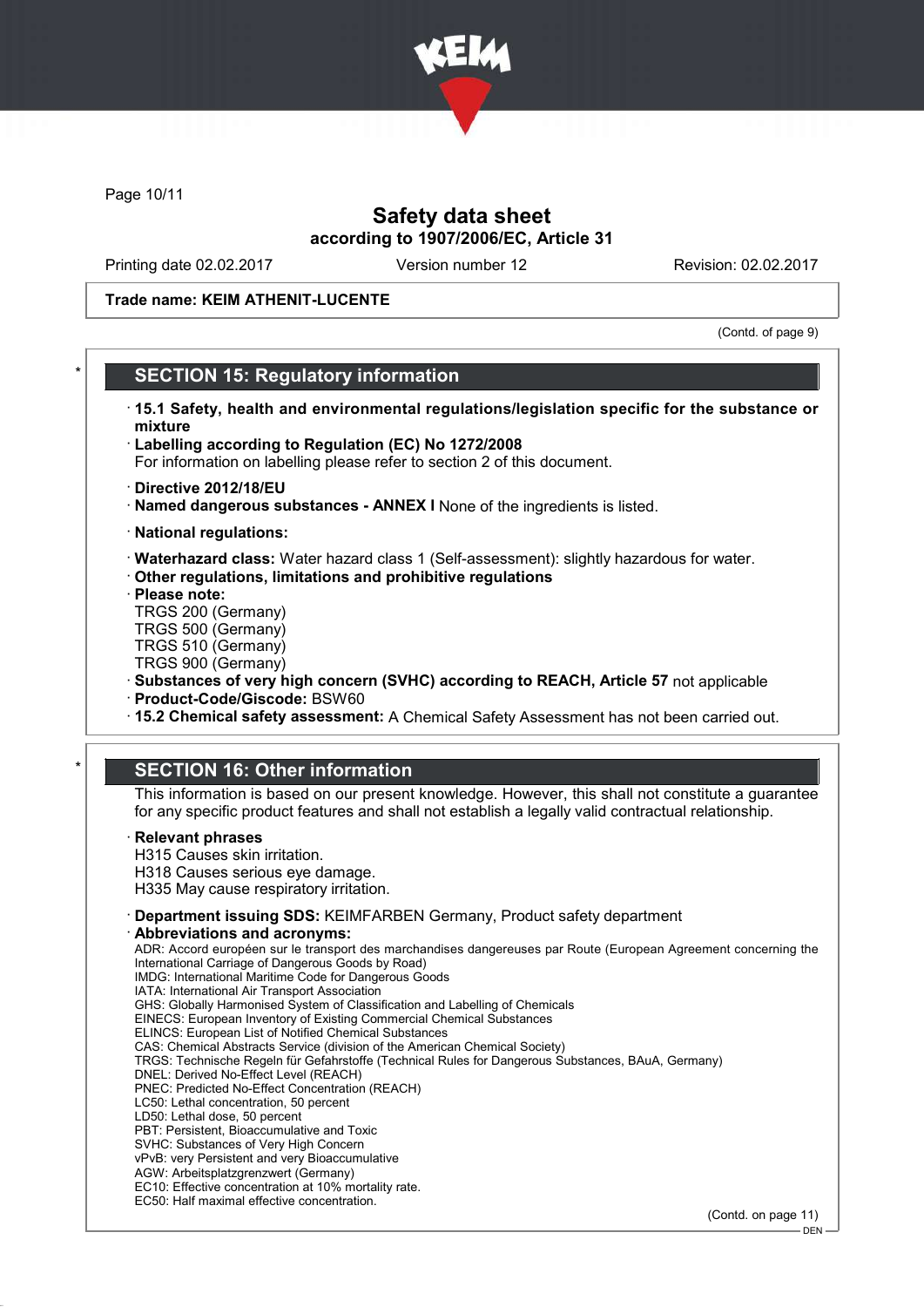Trade name: KEIM ATHENIT-LUCENTE

(Contd. of page 9)

## SECTION 15: Regulatory information

· **15.1 Safety, health and environmental regulations/legislation specific for the substance or mixture**

· **Labelling according to Regulation (EC) No 1272/2008**
For information on labelling please refer to section 2 of this document.

· **Directive 2012/18/EU**
· **Named dangerous substances - ANNEX I** None of the ingredients is listed.

· **National regulations:**

· **Waterhazard class:** Water hazard class 1 (Self-assessment): slightly hazardous for water.
· **Other regulations, limitations and prohibitive regulations**
· **Please note:**
TRGS 200 (Germany)
TRGS 500 (Germany)
TRGS 510 (Germany)
TRGS 900 (Germany)
· **Substances of very high concern (SVHC) according to REACH, Article 57** not applicable
· **Product-Code/Giscode:** BSW60
· **15.2 Chemical safety assessment:** A Chemical Safety Assessment has not been carried out.

## SECTION 16: Other information

This information is based on our present knowledge. However, this shall not constitute a guarantee for any specific product features and shall not establish a legally valid contractual relationship.

· **Relevant phrases**
H315 Causes skin irritation.
H318 Causes serious eye damage.
H335 May cause respiratory irritation.

· **Department issuing SDS:** KEIMFARBEN Germany, Product safety department
· **Abbreviations and acronyms:**
ADR: Accord européen sur le transport des marchandises dangereuses par Route (European Agreement concerning the International Carriage of Dangerous Goods by Road)
IMDG: International Maritime Code for Dangerous Goods
IATA: International Air Transport Association
GHS: Globally Harmonised System of Classification and Labelling of Chemicals
EINECS: European Inventory of Existing Commercial Chemical Substances
ELINCS: European List of Notified Chemical Substances
CAS: Chemical Abstracts Service (division of the American Chemical Society)
TRGS: Technische Regeln für Gefahrstoffe (Technical Rules for Dangerous Substances, BAuA, Germany)
DNEL: Derived No-Effect Level (REACH)
PNEC: Predicted No-Effect Concentration (REACH)
LC50: Lethal concentration, 50 percent
LD50: Lethal dose, 50 percent
PBT: Persistent, Bioaccumulative and Toxic
SVHC: Substances of Very High Concern
vPvB: very Persistent and very Bioaccumulative
AGW: Arbeitsplatzgrenzwert (Germany)
EC10: Effective concentration at 10% mortality rate.
EC50: Half maximal effective concentration.

(Contd. on page 11)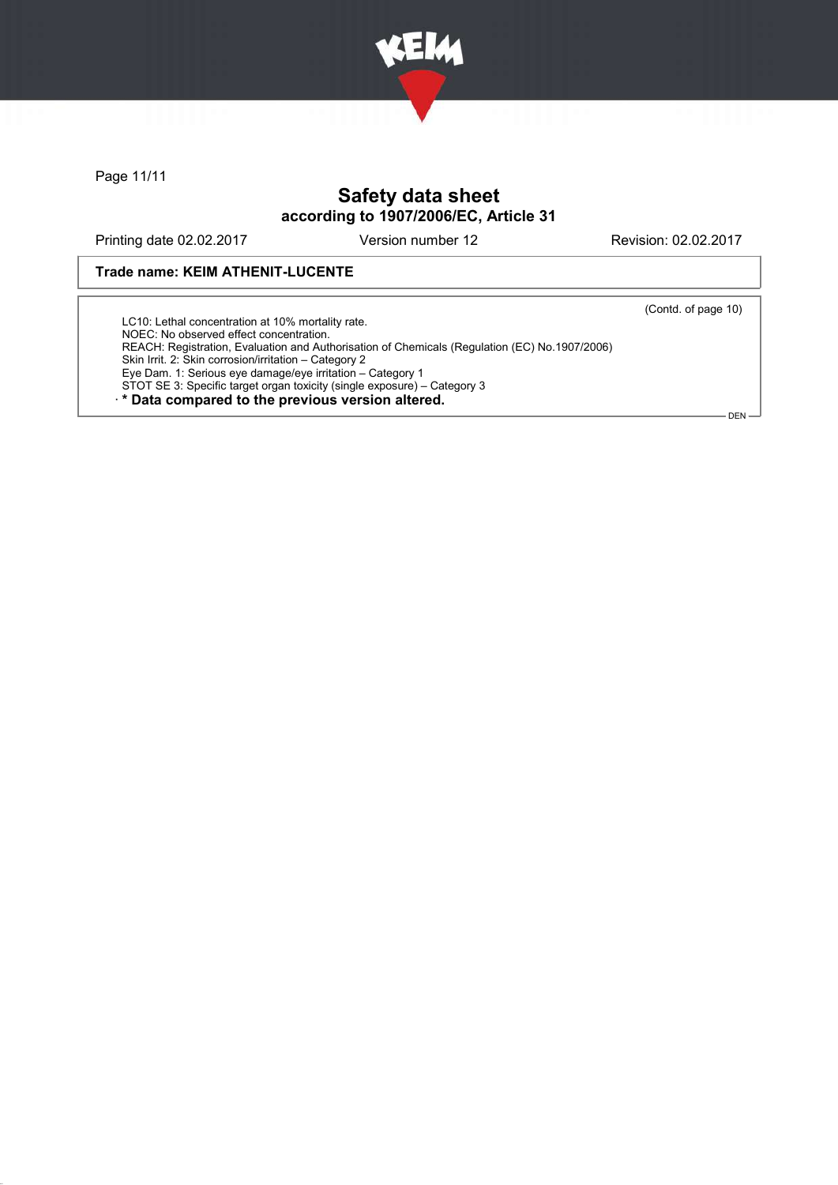**Trade name: KEIM ATHENIT-LUCENTE**

(Contd. of page 10)

LC10: Lethal concentration at 10% mortality rate.
NOEC: No observed effect concentration.
REACH: Registration, Evaluation and Authorisation of Chemicals (Regulation (EC) No.1907/2006)
Skin Irrit. 2: Skin corrosion/irritation – Category 2
Eye Dam. 1: Serious eye damage/eye irritation – Category 1
STOT SE 3: Specific target organ toxicity (single exposure) – Category 3

· **\* Data compared to the previous version altered.**

DEN